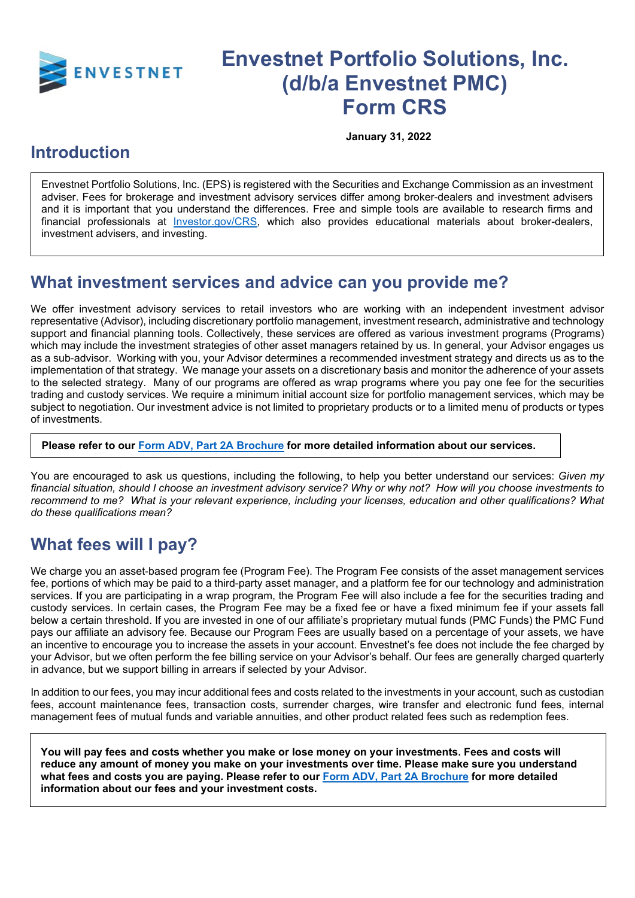# Envestnet Portfolio Solutions, Inc. (d/b/a Envestnet PMC) Form CRS

**January 31, 2022**

## Introduction

Envestnet Portfolio Solutions, Inc. (EPS) is registered with the Securities and Exchange Commission as an investment adviser. Fees for brokerage and investment advisory services differ among broker-dealers and investment advisers and it is important that you understand the differences. Free and simple tools are available to research firms and financial professionals at [Investor.gov/CRS](Investor.gov/CRS), which also provides educational materials about broker-dealers, investment advisers, and investing.

## What investment services and advice can you provide me?

We offer investment advisory services to retail investors who are working with an independent investment advisor representative (Advisor), including discretionary portfolio management, investment research, administrative and technology support and financial planning tools. Collectively, these services are offered as various investment programs (Programs) which may include the investment strategies of other asset managers retained by us. In general, your Advisor engages us as a sub-advisor. Working with you, your Advisor determines a recommended investment strategy and directs us as to the implementation of that strategy. We manage your assets on a discretionary basis and monitor the adherence of your assets to the selected strategy. Many of our programs are offered as wrap programs where you pay one fee for the securities trading and custody services. We require a minimum initial account size for portfolio management services, which may be subject to negotiation. Our investment advice is not limited to proprietary products or to a limited menu of products or types of investments.

**Please refer to our Form ADV, Part 2A Brochure for more detailed information about our services.**

You are encouraged to ask us questions, including the following, to help you better understand our services: *Given my financial situation, should I choose an investment advisory service? Why or why not? How will you choose investments to recommend to me? What is your relevant experience, including your licenses, education and other qualifications? What do these qualifications mean?*

## What fees will I pay?

We charge you an asset-based program fee (Program Fee). The Program Fee consists of the asset management services fee, portions of which may be paid to a third-party asset manager, and a platform fee for our technology and administration services. If you are participating in a wrap program, the Program Fee will also include a fee for the securities trading and custody services. In certain cases, the Program Fee may be a fixed fee or have a fixed minimum fee if your assets fall below a certain threshold. If you are invested in one of our affiliate's proprietary mutual funds (PMC Funds) the PMC Fund pays our affiliate an advisory fee. Because our Program Fees are usually based on a percentage of your assets, we have an incentive to encourage you to increase the assets in your account. Envestnet's fee does not include the fee charged by your Advisor, but we often perform the fee billing service on your Advisor's behalf. Our fees are generally charged quarterly in advance, but we support billing in arrears if selected by your Advisor.

In addition to our fees, you may incur additional fees and costs related to the investments in your account, such as custodian fees, account maintenance fees, transaction costs, surrender charges, wire transfer and electronic fund fees, internal management fees of mutual funds and variable annuities, and other product related fees such as redemption fees.

**You will pay fees and costs whether you make or lose money on your investments. Fees and costs will reduce any amount of money you make on your investments over time. Please make sure you understand what fees and costs you are paying. Please refer to our Form ADV, Part 2A Brochure for more detailed information about our fees and your investment costs.**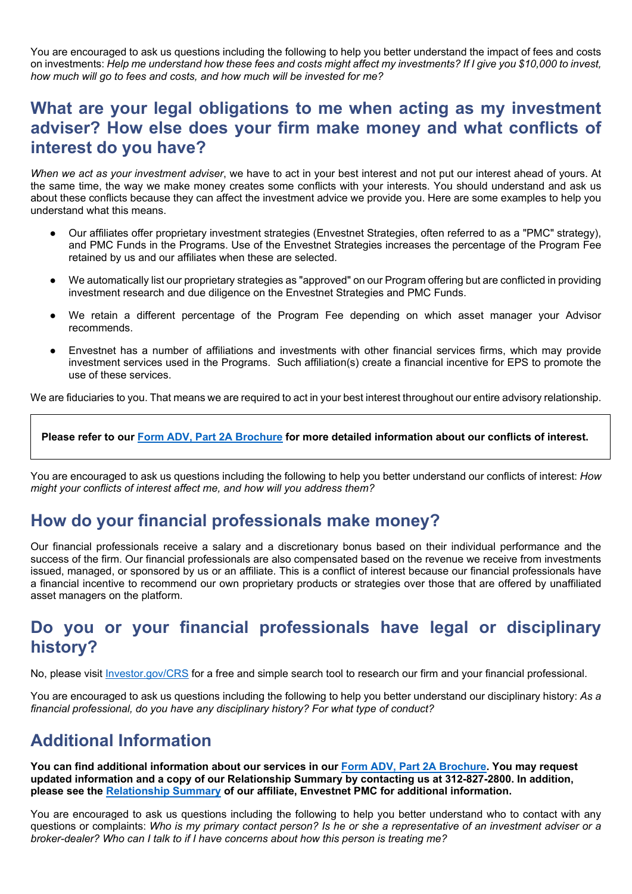You are encouraged to ask us questions including the following to help you better understand the impact of fees and costs on investments: *Help me understand how these fees and costs might affect my investments? If I give you $10,000 to invest, how much will go to fees and costs, and how much will be invested for me?*

## What are your legal obligations to me when acting as my investment adviser? How else does your firm make money and what conflicts of interest do you have?

*When we act as your investment adviser*, we have to act in your best interest and not put our interest ahead of yours. At the same time, the way we make money creates some conflicts with your interests. You should understand and ask us about these conflicts because they can affect the investment advice we provide you. Here are some examples to help you understand what this means.

- Our affiliates offer proprietary investment strategies (Envestnet Strategies, often referred to as a "PMC" strategy), and PMC Funds in the Programs. Use of the Envestnet Strategies increases the percentage of the Program Fee retained by us and our affiliates when these are selected.
- We automatically list our proprietary strategies as "approved" on our Program offering but are conflicted in providing investment research and due diligence on the Envestnet Strategies and PMC Funds.
- We retain a different percentage of the Program Fee depending on which asset manager your Advisor recommends.
- Envestnet has a number of affiliations and investments with other financial services firms, which may provide investment services used in the Programs. Such affiliation(s) create a financial incentive for EPS to promote the use of these services.

We are fiduciaries to you. That means we are required to act in your best interest throughout our entire advisory relationship.

**Please refer to our Form ADV, Part 2A Brochure for more detailed information about our conflicts of interest.**

You are encouraged to ask us questions including the following to help you better understand our conflicts of interest: *How might your conflicts of interest affect me, and how will you address them?*

## How do your financial professionals make money?

Our financial professionals receive a salary and a discretionary bonus based on their individual performance and the success of the firm. Our financial professionals are also compensated based on the revenue we receive from investments issued, managed, or sponsored by us or an affiliate. This is a conflict of interest because our financial professionals have a financial incentive to recommend our own proprietary products or strategies over those that are offered by unaffiliated asset managers on the platform.

## Do you or your financial professionals have legal or disciplinary history?

No, please visit Investor.gov/CRS for a free and simple search tool to research our firm and your financial professional.

You are encouraged to ask us questions including the following to help you better understand our disciplinary history: *As a financial professional, do you have any disciplinary history? For what type of conduct?*

## Additional Information

**You can find additional information about our services in our Form ADV, Part 2A Brochure. You may request updated information and a copy of our Relationship Summary by contacting us at 312-827-2800. In addition, please see the Relationship Summary of our affiliate, Envestnet PMC for additional information.**

You are encouraged to ask us questions including the following to help you better understand who to contact with any questions or complaints: *Who is my primary contact person? Is he or she a representative of an investment adviser or a broker-dealer? Who can I talk to if I have concerns about how this person is treating me?*